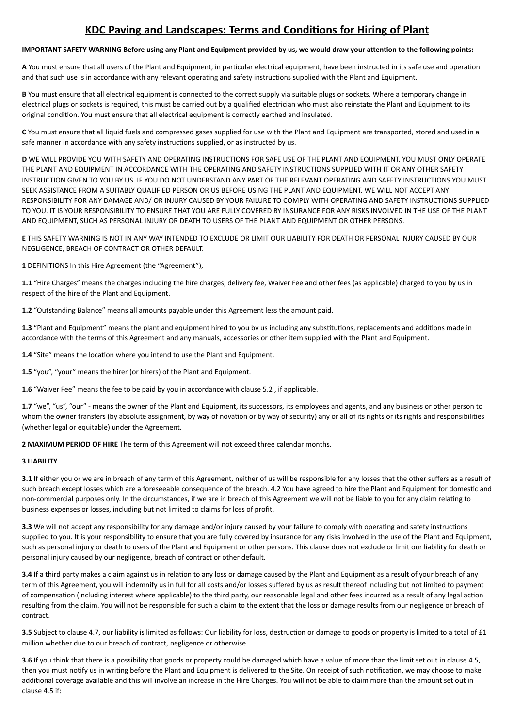# KDC Paving and Landscapes: Terms and Conditions for Hiring of Plant

**IMPORTANT SAFETY WARNING Before using any Plant and Equipment provided by us, we would draw your attention to the following points:**

**A** You must ensure that all users of the Plant and Equipment, in particular electrical equipment, have been instructed in its safe use and operation and that such use is in accordance with any relevant operating and safety instructions supplied with the Plant and Equipment.

**B** You must ensure that all electrical equipment is connected to the correct supply via suitable plugs or sockets. Where a temporary change in electrical plugs or sockets is required, this must be carried out by a qualified electrician who must also reinstate the Plant and Equipment to its original condition. You must ensure that all electrical equipment is correctly earthed and insulated.

**C** You must ensure that all liquid fuels and compressed gases supplied for use with the Plant and Equipment are transported, stored and used in a safe manner in accordance with any safety instructions supplied, or as instructed by us.

**D** WE WILL PROVIDE YOU WITH SAFETY AND OPERATING INSTRUCTIONS FOR SAFE USE OF THE PLANT AND EQUIPMENT. YOU MUST ONLY OPERATE THE PLANT AND EQUIPMENT IN ACCORDANCE WITH THE OPERATING AND SAFETY INSTRUCTIONS SUPPLIED WITH IT OR ANY OTHER SAFETY INSTRUCTION GIVEN TO YOU BY US. IF YOU DO NOT UNDERSTAND ANY PART OF THE RELEVANT OPERATING AND SAFETY INSTRUCTIONS YOU MUST SEEK ASSISTANCE FROM A SUITABLY QUALIFIED PERSON OR US BEFORE USING THE PLANT AND EQUIPMENT. WE WILL NOT ACCEPT ANY RESPONSIBILITY FOR ANY DAMAGE AND/ OR INJURY CAUSED BY YOUR FAILURE TO COMPLY WITH OPERATING AND SAFETY INSTRUCTIONS SUPPLIED TO YOU. IT IS YOUR RESPONSIBILITY TO ENSURE THAT YOU ARE FULLY COVERED BY INSURANCE FOR ANY RISKS INVOLVED IN THE USE OF THE PLANT AND EQUIPMENT, SUCH AS PERSONAL INJURY OR DEATH TO USERS OF THE PLANT AND EQUIPMENT OR OTHER PERSONS.

**E** THIS SAFETY WARNING IS NOT IN ANY WAY INTENDED TO EXCLUDE OR LIMIT OUR LIABILITY FOR DEATH OR PERSONAL INJURY CAUSED BY OUR NEGLIGENCE, BREACH OF CONTRACT OR OTHER DEFAULT.

**1** DEFINITIONS In this Hire Agreement (the "Agreement"),

**1.1** "Hire Charges" means the charges including the hire charges, delivery fee, Waiver Fee and other fees (as applicable) charged to you by us in respect of the hire of the Plant and Equipment.

**1.2** "Outstanding Balance" means all amounts payable under this Agreement less the amount paid.

**1.3** "Plant and Equipment" means the plant and equipment hired to you by us including any substitutions, replacements and additions made in accordance with the terms of this Agreement and any manuals, accessories or other item supplied with the Plant and Equipment.

**1.4** "Site" means the location where you intend to use the Plant and Equipment.

**1.5** "you", "your" means the hirer (or hirers) of the Plant and Equipment.

**1.6** "Waiver Fee" means the fee to be paid by you in accordance with clause 5.2 , if applicable.

**1.7** "we", "us", "our" - means the owner of the Plant and Equipment, its successors, its employees and agents, and any business or other person to whom the owner transfers (by absolute assignment, by way of novation or by way of security) any or all of its rights or its rights and responsibilities (whether legal or equitable) under the Agreement.

**2 MAXIMUM PERIOD OF HIRE** The term of this Agreement will not exceed three calendar months.

**3 LIABILITY**

**3.1** If either you or we are in breach of any term of this Agreement, neither of us will be responsible for any losses that the other suffers as a result of such breach except losses which are a foreseeable consequence of the breach. 4.2 You have agreed to hire the Plant and Equipment for domestic and non-commercial purposes only. In the circumstances, if we are in breach of this Agreement we will not be liable to you for any claim relating to business expenses or losses, including but not limited to claims for loss of profit.

**3.3** We will not accept any responsibility for any damage and/or injury caused by your failure to comply with operating and safety instructions supplied to you. It is your responsibility to ensure that you are fully covered by insurance for any risks involved in the use of the Plant and Equipment, such as personal injury or death to users of the Plant and Equipment or other persons. This clause does not exclude or limit our liability for death or personal injury caused by our negligence, breach of contract or other default.

**3.4** If a third party makes a claim against us in relation to any loss or damage caused by the Plant and Equipment as a result of your breach of any term of this Agreement, you will indemnify us in full for all costs and/or losses suffered by us as result thereof including but not limited to payment of compensation (including interest where applicable) to the third party, our reasonable legal and other fees incurred as a result of any legal action resulting from the claim. You will not be responsible for such a claim to the extent that the loss or damage results from our negligence or breach of contract.

**3.5** Subject to clause 4.7, our liability is limited as follows: Our liability for loss, destruction or damage to goods or property is limited to a total of £1 million whether due to our breach of contract, negligence or otherwise.

**3.6** If you think that there is a possibility that goods or property could be damaged which have a value of more than the limit set out in clause 4.5, then you must notify us in writing before the Plant and Equipment is delivered to the Site. On receipt of such notification, we may choose to make additional coverage available and this will involve an increase in the Hire Charges. You will not be able to claim more than the amount set out in clause 4.5 if: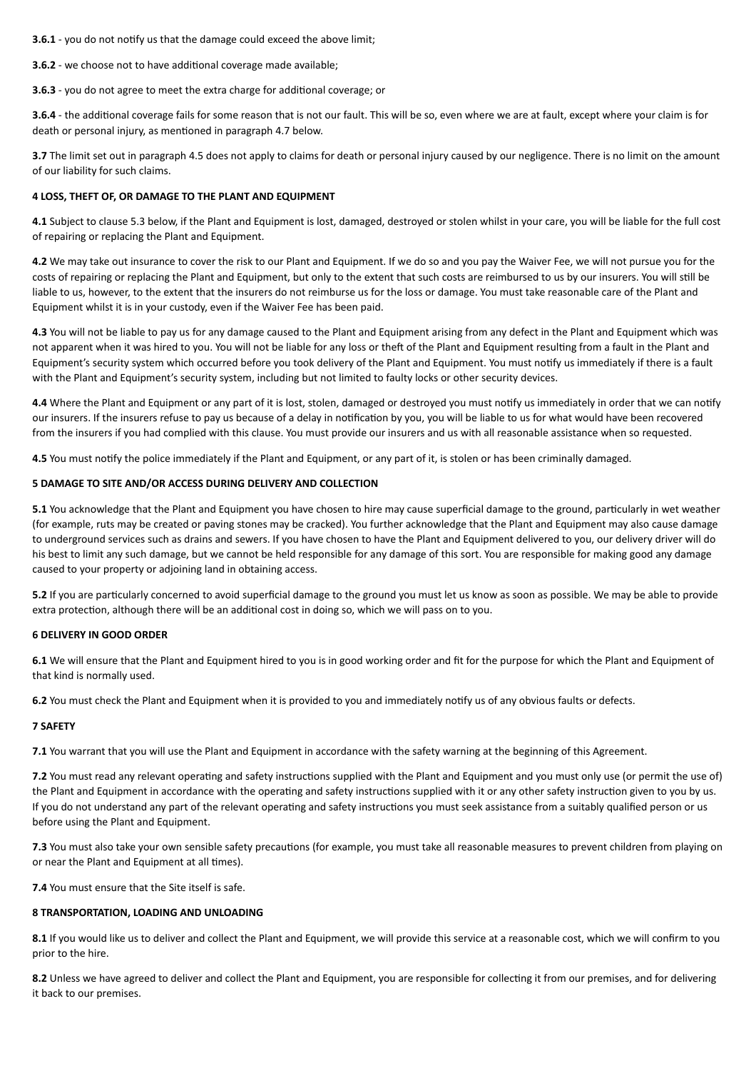**3.6.1** - you do not notify us that the damage could exceed the above limit;

**3.6.2** - we choose not to have additional coverage made available;

**3.6.3** - you do not agree to meet the extra charge for additional coverage; or

**3.6.4** - the additional coverage fails for some reason that is not our fault. This will be so, even where we are at fault, except where your claim is for death or personal injury, as mentioned in paragraph 4.7 below.

**3.7** The limit set out in paragraph 4.5 does not apply to claims for death or personal injury caused by our negligence. There is no limit on the amount of our liability for such claims.

**4 LOSS, THEFT OF, OR DAMAGE TO THE PLANT AND EQUIPMENT**

**4.1** Subject to clause 5.3 below, if the Plant and Equipment is lost, damaged, destroyed or stolen whilst in your care, you will be liable for the full cost of repairing or replacing the Plant and Equipment.

**4.2** We may take out insurance to cover the risk to our Plant and Equipment. If we do so and you pay the Waiver Fee, we will not pursue you for the costs of repairing or replacing the Plant and Equipment, but only to the extent that such costs are reimbursed to us by our insurers. You will still be liable to us, however, to the extent that the insurers do not reimburse us for the loss or damage. You must take reasonable care of the Plant and Equipment whilst it is in your custody, even if the Waiver Fee has been paid.

**4.3** You will not be liable to pay us for any damage caused to the Plant and Equipment arising from any defect in the Plant and Equipment which was not apparent when it was hired to you. You will not be liable for any loss or theft of the Plant and Equipment resulting from a fault in the Plant and Equipment's security system which occurred before you took delivery of the Plant and Equipment. You must notify us immediately if there is a fault with the Plant and Equipment's security system, including but not limited to faulty locks or other security devices.

**4.4** Where the Plant and Equipment or any part of it is lost, stolen, damaged or destroyed you must notify us immediately in order that we can notify our insurers. If the insurers refuse to pay us because of a delay in notification by you, you will be liable to us for what would have been recovered from the insurers if you had complied with this clause. You must provide our insurers and us with all reasonable assistance when so requested.

**4.5** You must notify the police immediately if the Plant and Equipment, or any part of it, is stolen or has been criminally damaged.

**5 DAMAGE TO SITE AND/OR ACCESS DURING DELIVERY AND COLLECTION**

**5.1** You acknowledge that the Plant and Equipment you have chosen to hire may cause superficial damage to the ground, particularly in wet weather (for example, ruts may be created or paving stones may be cracked). You further acknowledge that the Plant and Equipment may also cause damage to underground services such as drains and sewers. If you have chosen to have the Plant and Equipment delivered to you, our delivery driver will do his best to limit any such damage, but we cannot be held responsible for any damage of this sort. You are responsible for making good any damage caused to your property or adjoining land in obtaining access.

**5.2** If you are particularly concerned to avoid superficial damage to the ground you must let us know as soon as possible. We may be able to provide extra protection, although there will be an additional cost in doing so, which we will pass on to you.

**6 DELIVERY IN GOOD ORDER**

**6.1** We will ensure that the Plant and Equipment hired to you is in good working order and fit for the purpose for which the Plant and Equipment of that kind is normally used.

**6.2** You must check the Plant and Equipment when it is provided to you and immediately notify us of any obvious faults or defects.

**7 SAFETY**

**7.1** You warrant that you will use the Plant and Equipment in accordance with the safety warning at the beginning of this Agreement.

**7.2** You must read any relevant operating and safety instructions supplied with the Plant and Equipment and you must only use (or permit the use of) the Plant and Equipment in accordance with the operating and safety instructions supplied with it or any other safety instruction given to you by us. If you do not understand any part of the relevant operating and safety instructions you must seek assistance from a suitably qualified person or us before using the Plant and Equipment.

**7.3** You must also take your own sensible safety precautions (for example, you must take all reasonable measures to prevent children from playing on or near the Plant and Equipment at all times).

**7.4** You must ensure that the Site itself is safe.

**8 TRANSPORTATION, LOADING AND UNLOADING**

**8.1** If you would like us to deliver and collect the Plant and Equipment, we will provide this service at a reasonable cost, which we will confirm to you prior to the hire.

**8.2** Unless we have agreed to deliver and collect the Plant and Equipment, you are responsible for collecting it from our premises, and for delivering it back to our premises.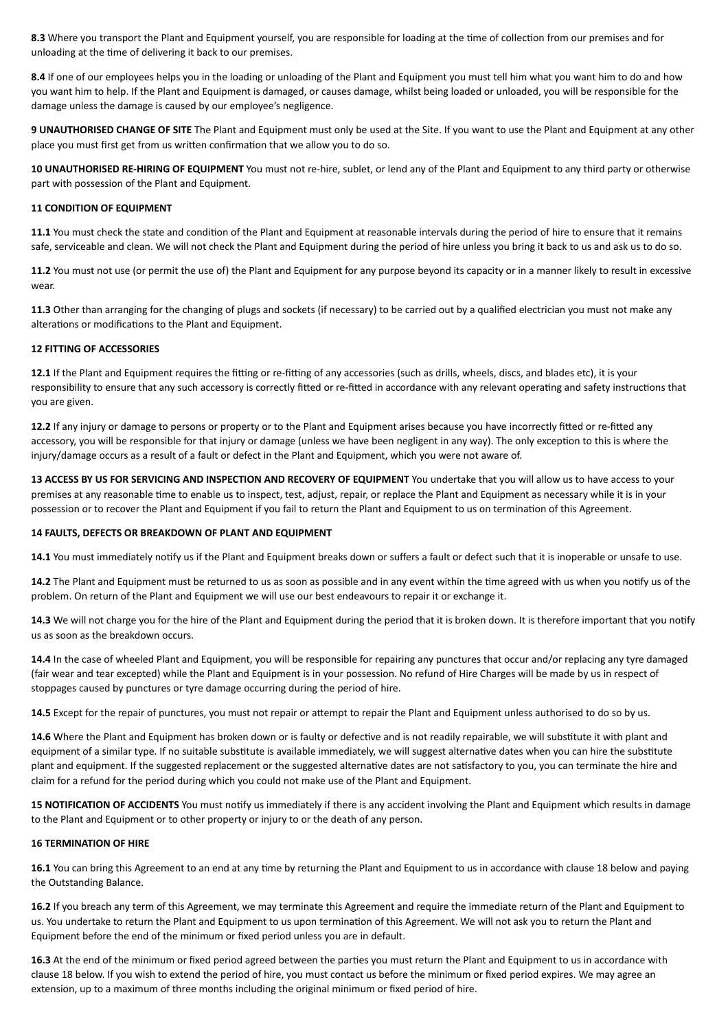**8.3** Where you transport the Plant and Equipment yourself, you are responsible for loading at the time of collection from our premises and for unloading at the time of delivering it back to our premises.

**8.4** If one of our employees helps you in the loading or unloading of the Plant and Equipment you must tell him what you want him to do and how you want him to help. If the Plant and Equipment is damaged, or causes damage, whilst being loaded or unloaded, you will be responsible for the damage unless the damage is caused by our employee's negligence.

**9 UNAUTHORISED CHANGE OF SITE** The Plant and Equipment must only be used at the Site. If you want to use the Plant and Equipment at any other place you must first get from us written confirmation that we allow you to do so.

**10 UNAUTHORISED RE-HIRING OF EQUIPMENT** You must not re-hire, sublet, or lend any of the Plant and Equipment to any third party or otherwise part with possession of the Plant and Equipment.

**11 CONDITION OF EQUIPMENT**

**11.1** You must check the state and condition of the Plant and Equipment at reasonable intervals during the period of hire to ensure that it remains safe, serviceable and clean. We will not check the Plant and Equipment during the period of hire unless you bring it back to us and ask us to do so.

**11.2** You must not use (or permit the use of) the Plant and Equipment for any purpose beyond its capacity or in a manner likely to result in excessive wear.

**11.3** Other than arranging for the changing of plugs and sockets (if necessary) to be carried out by a qualified electrician you must not make any alterations or modifications to the Plant and Equipment.

**12 FITTING OF ACCESSORIES**

**12.1** If the Plant and Equipment requires the fitting or re-fitting of any accessories (such as drills, wheels, discs, and blades etc), it is your responsibility to ensure that any such accessory is correctly fitted or re-fitted in accordance with any relevant operating and safety instructions that you are given.

**12.2** If any injury or damage to persons or property or to the Plant and Equipment arises because you have incorrectly fitted or re-fitted any accessory, you will be responsible for that injury or damage (unless we have been negligent in any way). The only exception to this is where the injury/damage occurs as a result of a fault or defect in the Plant and Equipment, which you were not aware of.

**13 ACCESS BY US FOR SERVICING AND INSPECTION AND RECOVERY OF EQUIPMENT** You undertake that you will allow us to have access to your premises at any reasonable time to enable us to inspect, test, adjust, repair, or replace the Plant and Equipment as necessary while it is in your possession or to recover the Plant and Equipment if you fail to return the Plant and Equipment to us on termination of this Agreement.

**14 FAULTS, DEFECTS OR BREAKDOWN OF PLANT AND EQUIPMENT**

**14.1** You must immediately notify us if the Plant and Equipment breaks down or suffers a fault or defect such that it is inoperable or unsafe to use.

**14.2** The Plant and Equipment must be returned to us as soon as possible and in any event within the time agreed with us when you notify us of the problem. On return of the Plant and Equipment we will use our best endeavours to repair it or exchange it.

**14.3** We will not charge you for the hire of the Plant and Equipment during the period that it is broken down. It is therefore important that you notify us as soon as the breakdown occurs.

**14.4** In the case of wheeled Plant and Equipment, you will be responsible for repairing any punctures that occur and/or replacing any tyre damaged (fair wear and tear excepted) while the Plant and Equipment is in your possession. No refund of Hire Charges will be made by us in respect of stoppages caused by punctures or tyre damage occurring during the period of hire.

**14.5** Except for the repair of punctures, you must not repair or attempt to repair the Plant and Equipment unless authorised to do so by us.

**14.6** Where the Plant and Equipment has broken down or is faulty or defective and is not readily repairable, we will substitute it with plant and equipment of a similar type. If no suitable substitute is available immediately, we will suggest alternative dates when you can hire the substitute plant and equipment. If the suggested replacement or the suggested alternative dates are not satisfactory to you, you can terminate the hire and claim for a refund for the period during which you could not make use of the Plant and Equipment.

**15 NOTIFICATION OF ACCIDENTS** You must notify us immediately if there is any accident involving the Plant and Equipment which results in damage to the Plant and Equipment or to other property or injury to or the death of any person.

**16 TERMINATION OF HIRE**

**16.1** You can bring this Agreement to an end at any time by returning the Plant and Equipment to us in accordance with clause 18 below and paying the Outstanding Balance.

**16.2** If you breach any term of this Agreement, we may terminate this Agreement and require the immediate return of the Plant and Equipment to us. You undertake to return the Plant and Equipment to us upon termination of this Agreement. We will not ask you to return the Plant and Equipment before the end of the minimum or fixed period unless you are in default.

**16.3** At the end of the minimum or fixed period agreed between the parties you must return the Plant and Equipment to us in accordance with clause 18 below. If you wish to extend the period of hire, you must contact us before the minimum or fixed period expires. We may agree an extension, up to a maximum of three months including the original minimum or fixed period of hire.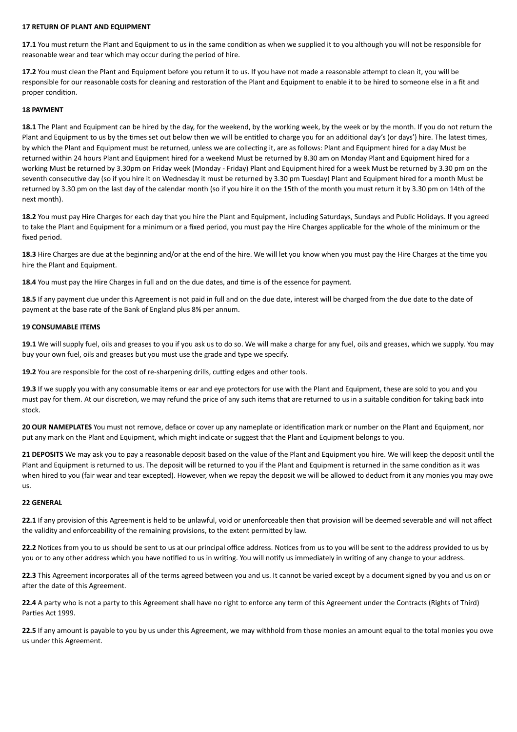**17 RETURN OF PLANT AND EQUIPMENT**

**17.1** You must return the Plant and Equipment to us in the same condition as when we supplied it to you although you will not be responsible for reasonable wear and tear which may occur during the period of hire.

**17.2** You must clean the Plant and Equipment before you return it to us. If you have not made a reasonable attempt to clean it, you will be responsible for our reasonable costs for cleaning and restoration of the Plant and Equipment to enable it to be hired to someone else in a fit and proper condition.

**18 PAYMENT**

**18.1** The Plant and Equipment can be hired by the day, for the weekend, by the working week, by the week or by the month. If you do not return the Plant and Equipment to us by the times set out below then we will be entitled to charge you for an additional day's (or days') hire. The latest times, by which the Plant and Equipment must be returned, unless we are collecting it, are as follows: Plant and Equipment hired for a day Must be returned within 24 hours Plant and Equipment hired for a weekend Must be returned by 8.30 am on Monday Plant and Equipment hired for a working Must be returned by 3.30pm on Friday week (Monday - Friday) Plant and Equipment hired for a week Must be returned by 3.30 pm on the seventh consecutive day (so if you hire it on Wednesday it must be returned by 3.30 pm Tuesday) Plant and Equipment hired for a month Must be returned by 3.30 pm on the last day of the calendar month (so if you hire it on the 15th of the month you must return it by 3.30 pm on 14th of the next month).

**18.2** You must pay Hire Charges for each day that you hire the Plant and Equipment, including Saturdays, Sundays and Public Holidays. If you agreed to take the Plant and Equipment for a minimum or a fixed period, you must pay the Hire Charges applicable for the whole of the minimum or the fixed period.

**18.3** Hire Charges are due at the beginning and/or at the end of the hire. We will let you know when you must pay the Hire Charges at the time you hire the Plant and Equipment.

**18.4** You must pay the Hire Charges in full and on the due dates, and time is of the essence for payment.

**18.5** If any payment due under this Agreement is not paid in full and on the due date, interest will be charged from the due date to the date of payment at the base rate of the Bank of England plus 8% per annum.

**19 CONSUMABLE ITEMS**

**19.1** We will supply fuel, oils and greases to you if you ask us to do so. We will make a charge for any fuel, oils and greases, which we supply. You may buy your own fuel, oils and greases but you must use the grade and type we specify.

**19.2** You are responsible for the cost of re-sharpening drills, cutting edges and other tools.

**19.3** If we supply you with any consumable items or ear and eye protectors for use with the Plant and Equipment, these are sold to you and you must pay for them. At our discretion, we may refund the price of any such items that are returned to us in a suitable condition for taking back into stock.

**20 OUR NAMEPLATES** You must not remove, deface or cover up any nameplate or identification mark or number on the Plant and Equipment, nor put any mark on the Plant and Equipment, which might indicate or suggest that the Plant and Equipment belongs to you.

**21 DEPOSITS** We may ask you to pay a reasonable deposit based on the value of the Plant and Equipment you hire. We will keep the deposit until the Plant and Equipment is returned to us. The deposit will be returned to you if the Plant and Equipment is returned in the same condition as it was when hired to you (fair wear and tear excepted). However, when we repay the deposit we will be allowed to deduct from it any monies you may owe us.

**22 GENERAL**

**22.1** If any provision of this Agreement is held to be unlawful, void or unenforceable then that provision will be deemed severable and will not affect the validity and enforceability of the remaining provisions, to the extent permitted by law.

**22.2** Notices from you to us should be sent to us at our principal office address. Notices from us to you will be sent to the address provided to us by you or to any other address which you have notified to us in writing. You will notify us immediately in writing of any change to your address.

**22.3** This Agreement incorporates all of the terms agreed between you and us. It cannot be varied except by a document signed by you and us on or after the date of this Agreement.

**22.4** A party who is not a party to this Agreement shall have no right to enforce any term of this Agreement under the Contracts (Rights of Third) Parties Act 1999.

**22.5** If any amount is payable to you by us under this Agreement, we may withhold from those monies an amount equal to the total monies you owe us under this Agreement.